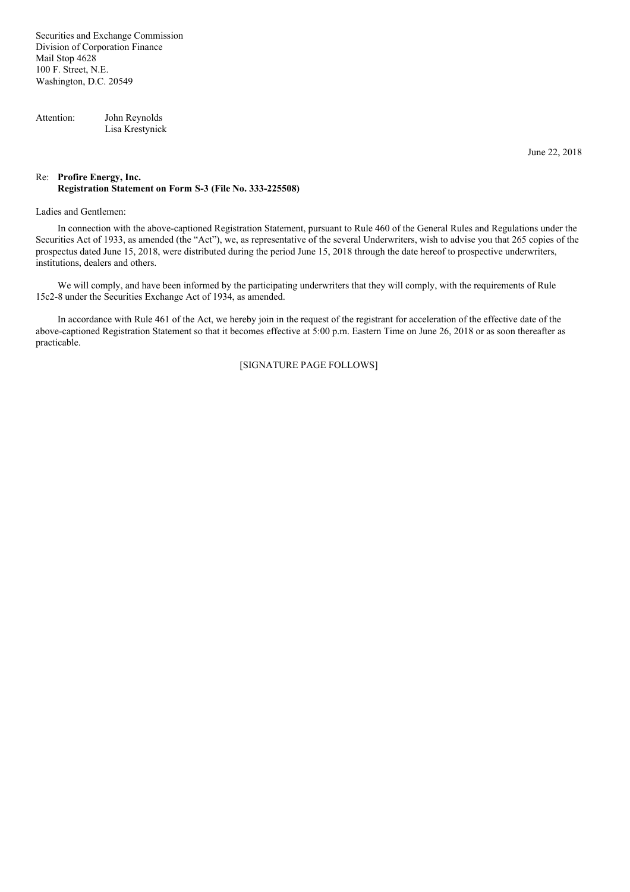Securities and Exchange Commission
Division of Corporation Finance
Mail Stop 4628
100 F. Street, N.E.
Washington, D.C. 20549

Attention: John Reynolds
Lisa Krestynick

June 22, 2018

Re: **Profire Energy, Inc.**
**Registration Statement on Form S-3 (File No. 333-225508)**

Ladies and Gentlemen:

In connection with the above-captioned Registration Statement, pursuant to Rule 460 of the General Rules and Regulations under the Securities Act of 1933, as amended (the "Act"), we, as representative of the several Underwriters, wish to advise you that 265 copies of the prospectus dated June 15, 2018, were distributed during the period June 15, 2018 through the date hereof to prospective underwriters, institutions, dealers and others.

We will comply, and have been informed by the participating underwriters that they will comply, with the requirements of Rule 15c2-8 under the Securities Exchange Act of 1934, as amended.

In accordance with Rule 461 of the Act, we hereby join in the request of the registrant for acceleration of the effective date of the above-captioned Registration Statement so that it becomes effective at 5:00 p.m. Eastern Time on June 26, 2018 or as soon thereafter as practicable.

[SIGNATURE PAGE FOLLOWS]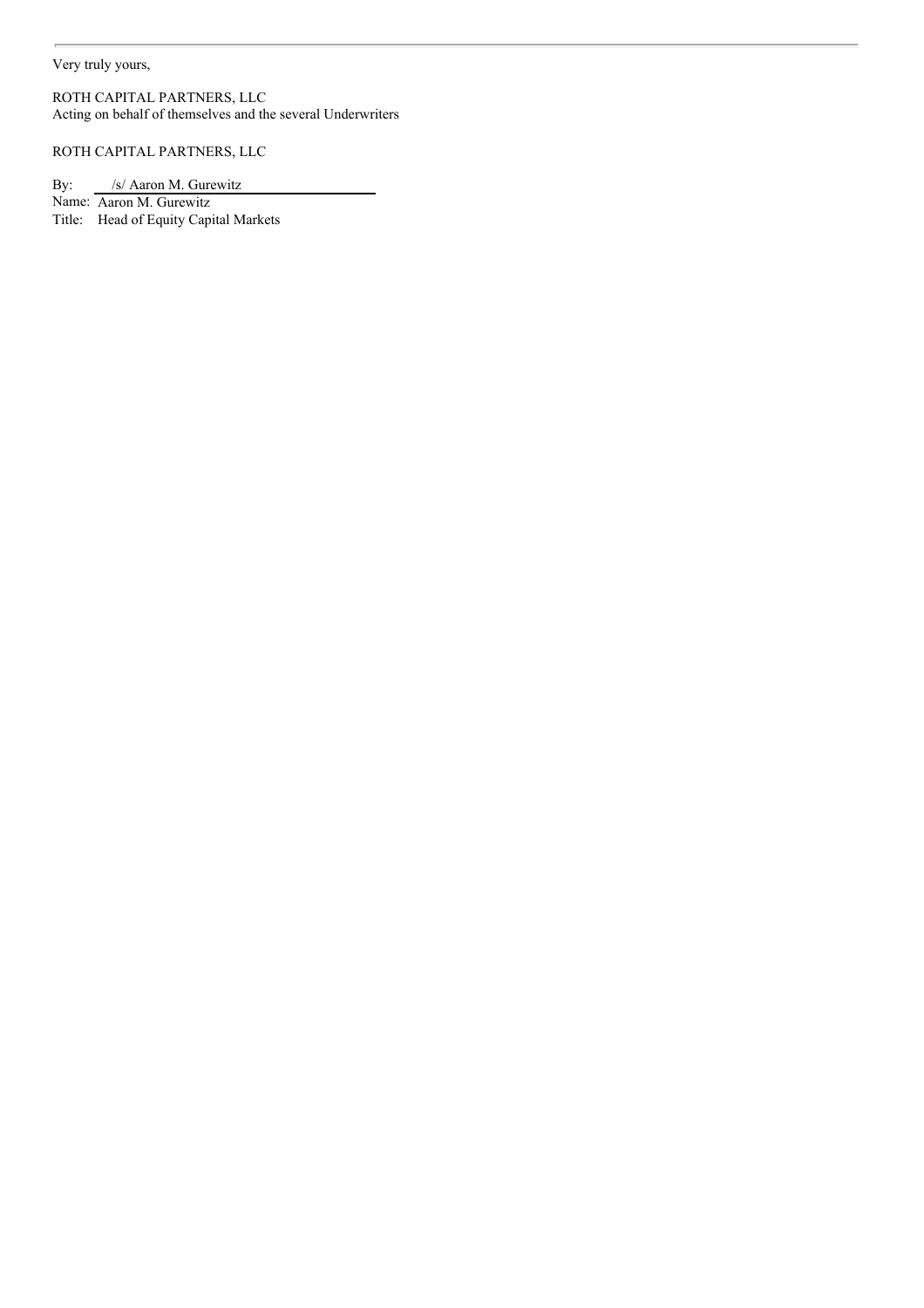Very truly yours,

ROTH CAPITAL PARTNERS, LLC
Acting on behalf of themselves and the several Underwriters

ROTH CAPITAL PARTNERS, LLC

By: /s/ Aaron M. Gurewitz
Name: Aaron M. Gurewitz
Title: Head of Equity Capital Markets